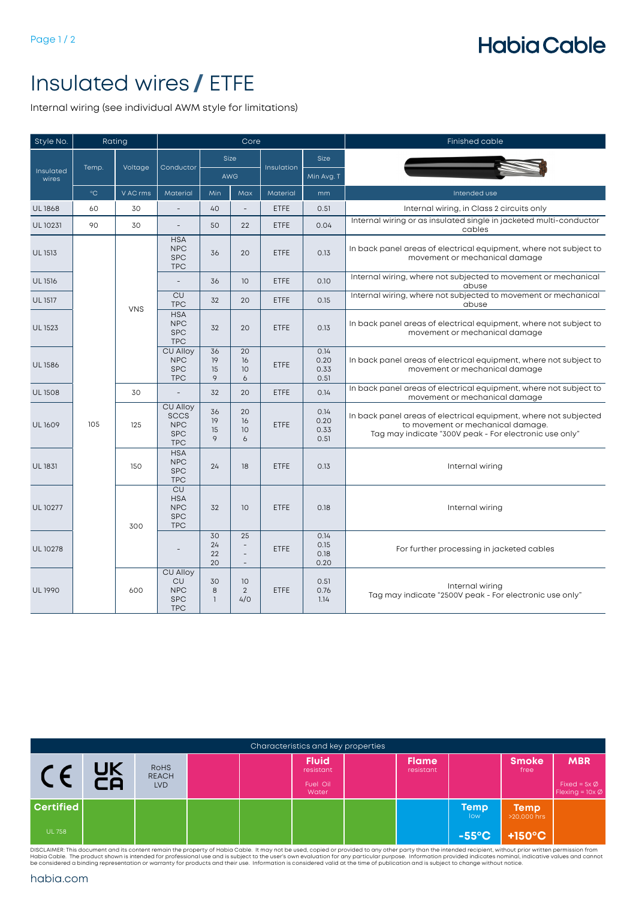# Insulated wires / ETFE

Internal wiring (see individual AWM style for limitations)

| Style No. | Rating | | Core | | | | | Finished cable |
|---|---|---|---|---|---|---|---|---|
| Insulated wires | Temp. | Voltage | Conductor | Size AWG | | Insulation | Size Min Avg. T | |
| | °C | V AC rms | Material | Min | Max | Material | mm | Intended use |
| UL 1868 | 60 | 30 | - | 40 | - | ETFE | 0.51 | Internal wiring, in Class 2 circuits only |
| UL 10231 | 90 | 30 | - | 50 | 22 | ETFE | 0.04 | Internal wiring or as insulated single in jacketed multi-conductor cables |
| UL 1513 | 105 | VNS | HSA NPC SPC TPC | 36 | 20 | ETFE | 0.13 | In back panel areas of electrical equipment, where not subject to movement or mechanical damage |
| UL 1516 | 105 | VNS | - | 36 | 10 | ETFE | 0.10 | Internal wiring, where not subjected to movement or mechanical abuse |
| UL 1517 | 105 | VNS | CU TPC | 32 | 20 | ETFE | 0.15 | Internal wiring, where not subjected to movement or mechanical abuse |
| UL 1523 | 105 | VNS | HSA NPC SPC TPC | 32 | 20 | ETFE | 0.13 | In back panel areas of electrical equipment, where not subject to movement or mechanical damage |
| UL 1586 | 105 | VNS | CU Alloy NPC SPC TPC | 36 19 15 9 | 20 16 10 6 | ETFE | 0.14 0.20 0.33 0.51 | In back panel areas of electrical equipment, where not subject to movement or mechanical damage |
| UL 1508 | 105 | 30 | - | 32 | 20 | ETFE | 0.14 | In back panel areas of electrical equipment, where not subject to movement or mechanical damage |
| UL 1609 | 105 | 125 | CU Alloy SCCS NPC SPC TPC | 36 19 15 9 | 20 16 10 6 | ETFE | 0.14 0.20 0.33 0.51 | In back panel areas of electrical equipment, where not subjected to movement or mechanical damage. Tag may indicate "300V peak - For electronic use only" |
| UL 1831 | 105 | 150 | HSA NPC SPC TPC | 24 | 18 | ETFE | 0.13 | Internal wiring |
| UL 10277 | 105 | 300 | CU HSA NPC SPC TPC | 32 | 10 | ETFE | 0.18 | Internal wiring |
| UL 10278 | 105 | 300 | - | 30 24 22 20 | 25 - - - | ETFE | 0.14 0.15 0.18 0.20 | For further processing in jacketed cables |
| UL 1990 | 105 | 600 | CU Alloy CU NPC SPC TPC | 30 8 1 | 10 2 4/0 | ETFE | 0.51 0.76 1.14 | Internal wiring Tag may indicate "2500V peak - For electronic use only" |

## Characteristics and key properties

| CE | UKCA | RoHS REACH LVD | | | Fluid resistant (Fuel Oil Water) | | Flame resistant | | Smoke free | MBR (Fixed = 5x Ø, Flexing = 10x Ø) |
|---|---|---|---|---|---|---|---|---|---|---|
| Certified (UL 758) | | | | | | | | Temp low -55°C | Temp >20,000 hrs +150°C | |

DISCLAIMER: This document and its content remain the property of Habia Cable. It may not be used, copied or provided to any other party than the intended recipient, without prior written permission from Habia Cable. The product shown is intended for professional use and is subject to the user's own evaluation for any particular purpose. Information provided indicates nominal, indicative values and cannot be considered a binding representation or warranty for products and their use. Information is considered valid at the time of publication and is subject to change without notice.

habia.com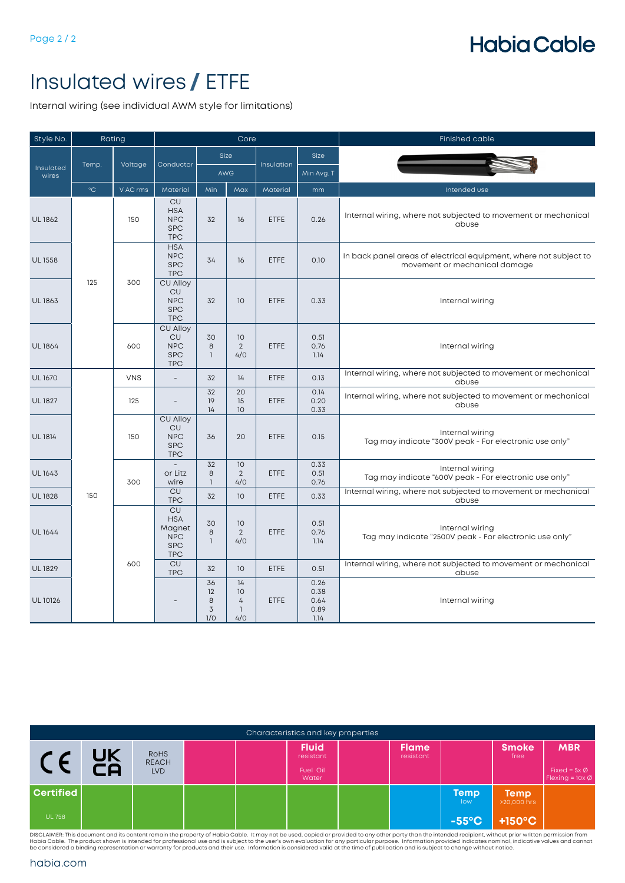# Insulated wires / ETFE

Internal wiring (see individual AWM style for limitations)

| Style No. | Rating | | Core | | | | | Finished cable |
|---|---|---|---|---|---|---|---|---|
| Insulated wires | Temp. | Voltage | Conductor | Size AWG | | Insulation | Size Min Avg. T | |
| | °C | V AC rms | Material | Min | Max | Material | mm | Intended use |
| UL 1862 | 125 | 150 | CU HSA NPC SPC TPC | 32 | 16 | ETFE | 0.26 | Internal wiring, where not subjected to movement or mechanical abuse |
| UL 1558 | 125 | 300 | HSA NPC SPC TPC | 34 | 16 | ETFE | 0.10 | In back panel areas of electrical equipment, where not subject to movement or mechanical damage |
| UL 1863 | 125 | 300 | CU Alloy CU NPC SPC TPC | 32 | 10 | ETFE | 0.33 | Internal wiring |
| UL 1864 | 125 | 600 | CU Alloy CU NPC SPC TPC | 30 8 1 | 10 2 4/0 | ETFE | 0.51 0.76 1.14 | Internal wiring |
| UL 1670 | 150 | VNS | - | 32 | 14 | ETFE | 0.13 | Internal wiring, where not subjected to movement or mechanical abuse |
| UL 1827 | 150 | 125 | - | 32 19 14 | 20 15 10 | ETFE | 0.14 0.20 0.33 | Internal wiring, where not subjected to movement or mechanical abuse |
| UL 1814 | 150 | 150 | CU Alloy CU NPC SPC TPC | 36 | 20 | ETFE | 0.15 | Internal wiring<br>Tag may indicate "300V peak - For electronic use only" |
| UL 1643 | 150 | 300 | - or Litz wire | 32 8 1 | 10 2 4/0 | ETFE | 0.33 0.51 0.76 | Internal wiring<br>Tag may indicate "600V peak - For electronic use only" |
| UL 1828 | 150 | 300 | CU TPC | 32 | 10 | ETFE | 0.33 | Internal wiring, where not subjected to movement or mechanical abuse |
| UL 1644 | 150 | 600 | CU HSA Magnet NPC SPC TPC | 30 8 1 | 10 2 4/0 | ETFE | 0.51 0.76 1.14 | Internal wiring<br>Tag may indicate "2500V peak - For electronic use only" |
| UL 1829 | 150 | 600 | CU TPC | 32 | 10 | ETFE | 0.51 | Internal wiring, where not subjected to movement or mechanical abuse |
| UL 10126 | 150 | 600 | - | 36 12 8 3 1/0 | 14 10 4 1 4/0 | ETFE | 0.26 0.38 0.64 0.89 1.14 | Internal wiring |

## Characteristics and key properties

| | | | | | | | | | | |
|---|---|---|---|---|---|---|---|---|---|---|
| CE | UK CA | RoHS REACH LVD | | | **Fluid** resistant<br>Fuel Oil Water | | **Flame** resistant | | **Smoke** free | **MBR**<br>Fixed = 5x Ø<br>Flexing = 10x Ø |
| **Certified**<br>UL 758 | | | | | | | | **Temp** low<br>**-55°C** | **Temp** >20,000 hrs<br>**+150°C** | |

DISCLAIMER: This document and its content remain the property of Habia Cable. It may not be used, copied or provided to any other party than the intended recipient, without prior written permission from Habia Cable. The product shown is intended for professional use and is subject to the user's own evaluation for any particular purpose. Information provided indicates nominal, indicative values and cannot be considered a binding representation or warranty for products and their use. Information is considered valid at the time of publication and is subject to change without notice.

habia.com